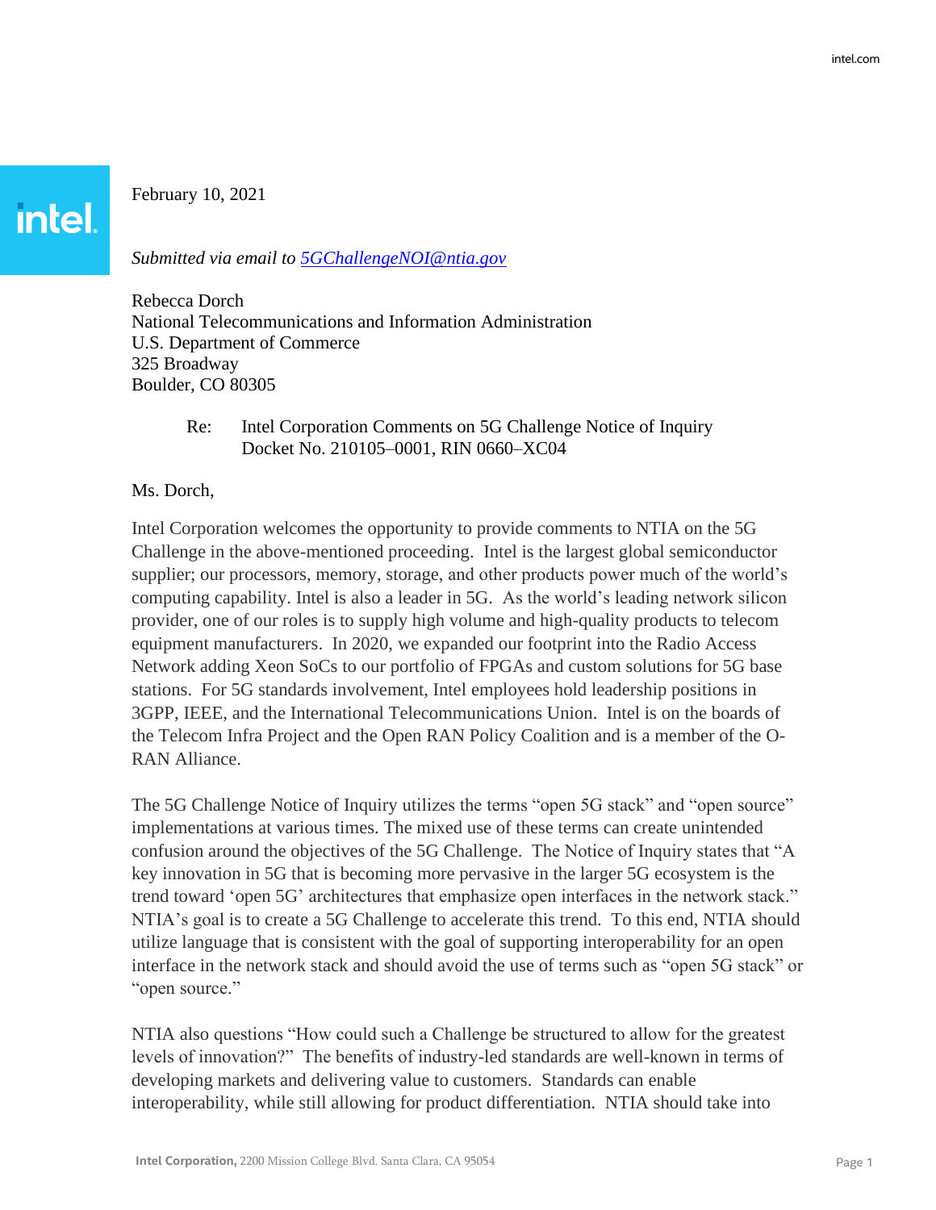February 10, 2021

*Submitted via email to [5GChallengeNOI@ntia.gov](mailto:5GChallengeNOI@ntia.gov)*

Rebecca Dorch
National Telecommunications and Information Administration
U.S. Department of Commerce
325 Broadway
Boulder, CO 80305

Re: Intel Corporation Comments on 5G Challenge Notice of Inquiry
Docket No. 210105–0001, RIN 0660–XC04

Ms. Dorch,

Intel Corporation welcomes the opportunity to provide comments to NTIA on the 5G Challenge in the above-mentioned proceeding. Intel is the largest global semiconductor supplier; our processors, memory, storage, and other products power much of the world's computing capability. Intel is also a leader in 5G. As the world's leading network silicon provider, one of our roles is to supply high volume and high-quality products to telecom equipment manufacturers. In 2020, we expanded our footprint into the Radio Access Network adding Xeon SoCs to our portfolio of FPGAs and custom solutions for 5G base stations. For 5G standards involvement, Intel employees hold leadership positions in 3GPP, IEEE, and the International Telecommunications Union. Intel is on the boards of the Telecom Infra Project and the Open RAN Policy Coalition and is a member of the O-RAN Alliance.

The 5G Challenge Notice of Inquiry utilizes the terms "open 5G stack" and "open source" implementations at various times. The mixed use of these terms can create unintended confusion around the objectives of the 5G Challenge. The Notice of Inquiry states that "A key innovation in 5G that is becoming more pervasive in the larger 5G ecosystem is the trend toward 'open 5G' architectures that emphasize open interfaces in the network stack." NTIA's goal is to create a 5G Challenge to accelerate this trend. To this end, NTIA should utilize language that is consistent with the goal of supporting interoperability for an open interface in the network stack and should avoid the use of terms such as "open 5G stack" or "open source."

NTIA also questions "How could such a Challenge be structured to allow for the greatest levels of innovation?" The benefits of industry-led standards are well-known in terms of developing markets and delivering value to customers. Standards can enable interoperability, while still allowing for product differentiation. NTIA should take into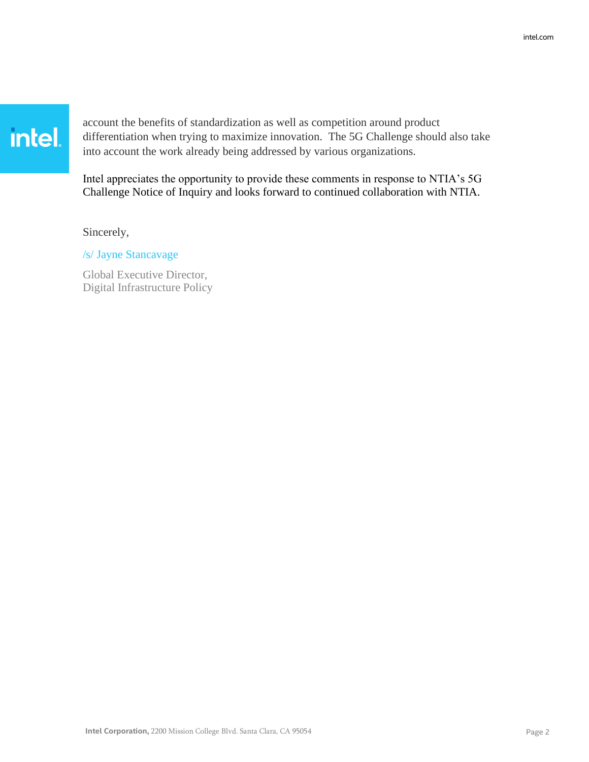account the benefits of standardization as well as competition around product differentiation when trying to maximize innovation. The 5G Challenge should also take into account the work already being addressed by various organizations.

Intel appreciates the opportunity to provide these comments in response to NTIA's 5G Challenge Notice of Inquiry and looks forward to continued collaboration with NTIA.

Sincerely,

/s/ Jayne Stancavage

Global Executive Director,
Digital Infrastructure Policy